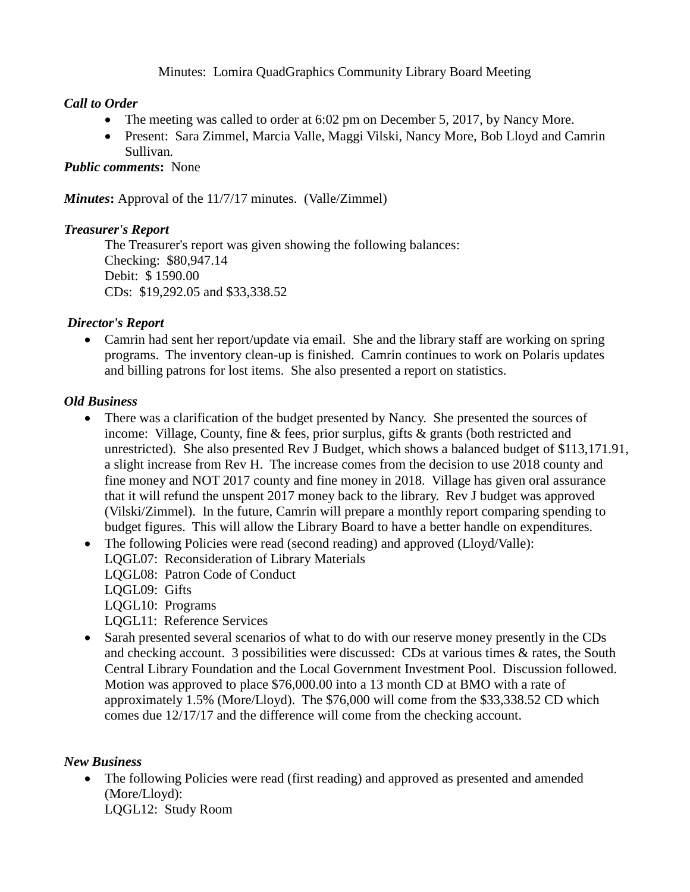Minutes: Lomira QuadGraphics Community Library Board Meeting

***Call to Order***

- The meeting was called to order at 6:02 pm on December 5, 2017, by Nancy More.
- Present: Sara Zimmel, Marcia Valle, Maggi Vilski, Nancy More, Bob Lloyd and Camrin Sullivan.

***Public comments*:** None

***Minutes*:** Approval of the 11/7/17 minutes. (Valle/Zimmel)

***Treasurer's Report***

The Treasurer's report was given showing the following balances:
Checking: $80,947.14
Debit: $ 1590.00
CDs: $19,292.05 and $33,338.52

***Director's Report***

- Camrin had sent her report/update via email. She and the library staff are working on spring programs. The inventory clean-up is finished. Camrin continues to work on Polaris updates and billing patrons for lost items. She also presented a report on statistics.

***Old Business***

- There was a clarification of the budget presented by Nancy. She presented the sources of income: Village, County, fine & fees, prior surplus, gifts & grants (both restricted and unrestricted). She also presented Rev J Budget, which shows a balanced budget of $113,171.91, a slight increase from Rev H. The increase comes from the decision to use 2018 county and fine money and NOT 2017 county and fine money in 2018. Village has given oral assurance that it will refund the unspent 2017 money back to the library. Rev J budget was approved (Vilski/Zimmel). In the future, Camrin will prepare a monthly report comparing spending to budget figures. This will allow the Library Board to have a better handle on expenditures.
- The following Policies were read (second reading) and approved (Lloyd/Valle):
  LQGL07: Reconsideration of Library Materials
  LQGL08: Patron Code of Conduct
  LQGL09: Gifts
  LQGL10: Programs
  LQGL11: Reference Services
- Sarah presented several scenarios of what to do with our reserve money presently in the CDs and checking account. 3 possibilities were discussed: CDs at various times & rates, the South Central Library Foundation and the Local Government Investment Pool. Discussion followed. Motion was approved to place $76,000.00 into a 13 month CD at BMO with a rate of approximately 1.5% (More/Lloyd). The $76,000 will come from the $33,338.52 CD which comes due 12/17/17 and the difference will come from the checking account.

***New Business***

- The following Policies were read (first reading) and approved as presented and amended (More/Lloyd):
  LQGL12: Study Room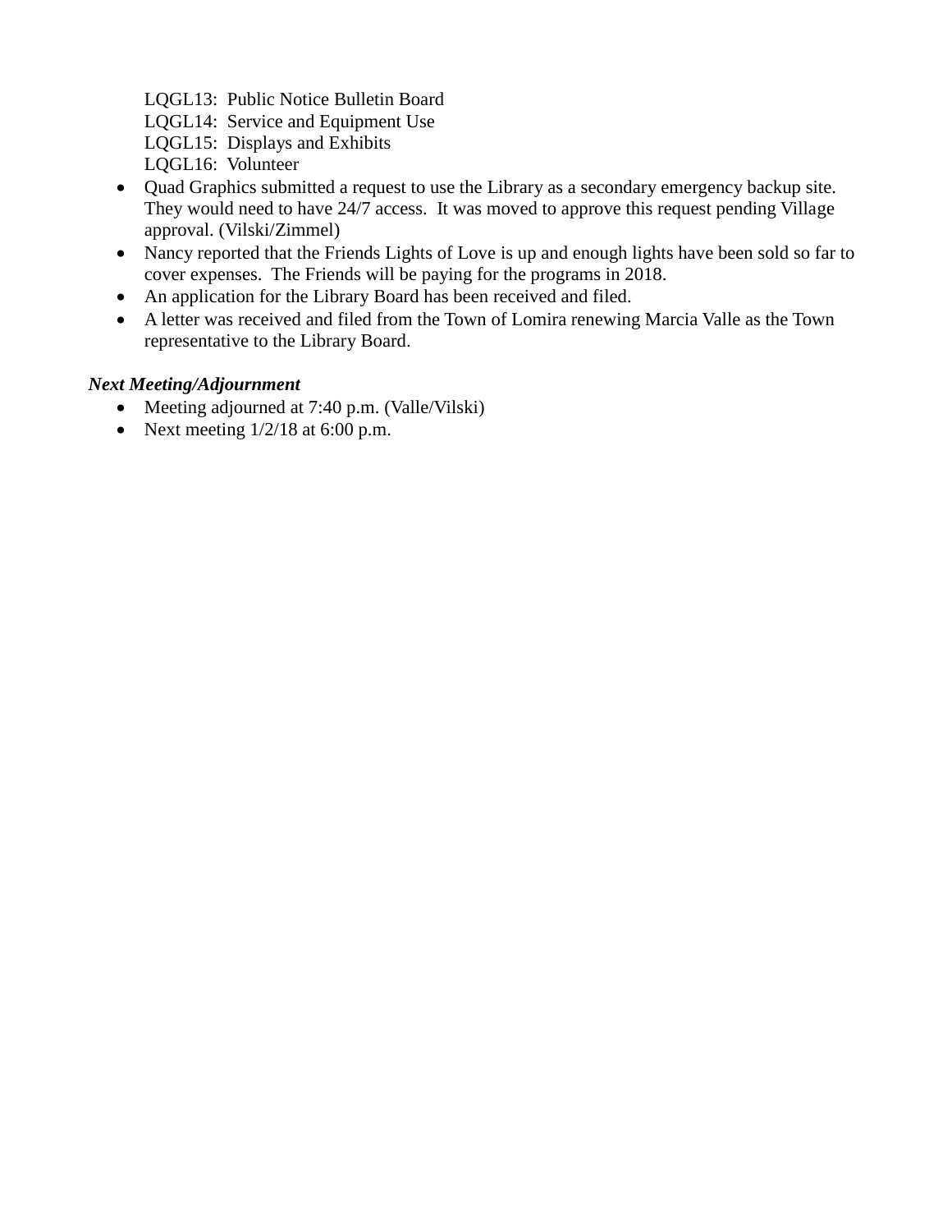LQGL13: Public Notice Bulletin Board
LQGL14: Service and Equipment Use
LQGL15: Displays and Exhibits
LQGL16: Volunteer

- Quad Graphics submitted a request to use the Library as a secondary emergency backup site. They would need to have 24/7 access. It was moved to approve this request pending Village approval. (Vilski/Zimmel)
- Nancy reported that the Friends Lights of Love is up and enough lights have been sold so far to cover expenses. The Friends will be paying for the programs in 2018.
- An application for the Library Board has been received and filed.
- A letter was received and filed from the Town of Lomira renewing Marcia Valle as the Town representative to the Library Board.

***Next Meeting/Adjournment***

- Meeting adjourned at 7:40 p.m. (Valle/Vilski)
- Next meeting 1/2/18 at 6:00 p.m.